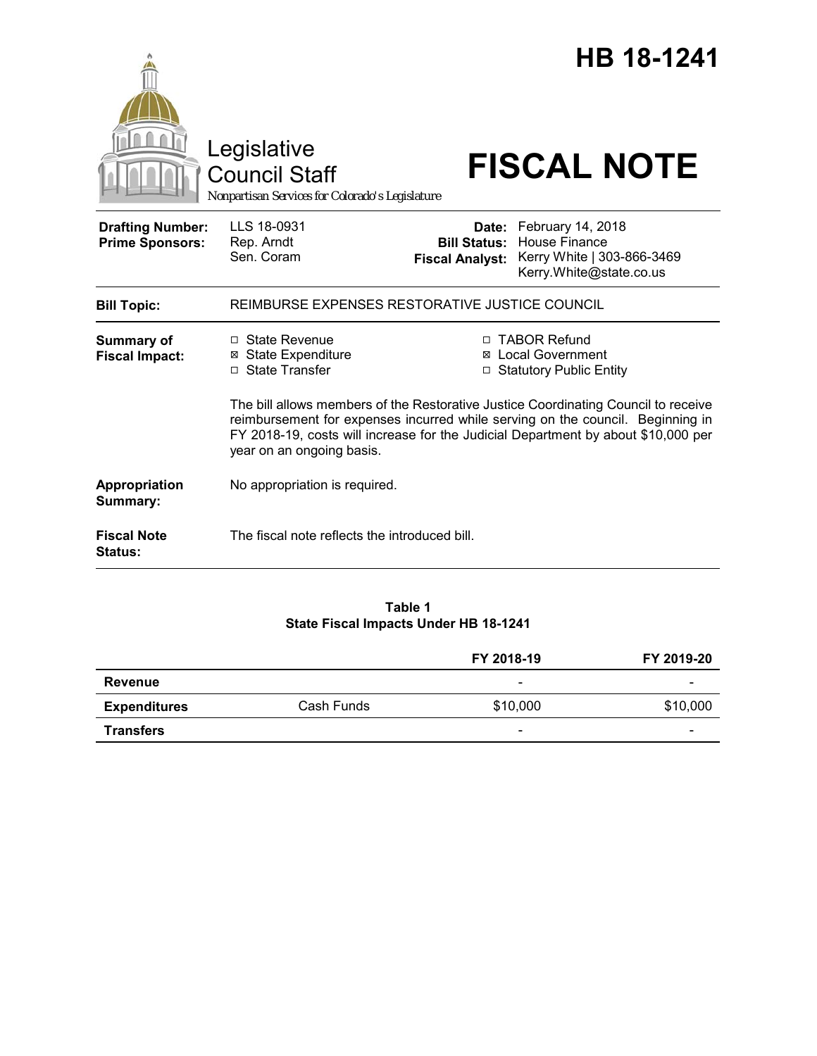# HB 18-1241

Legislative Council Staff

*Nonpartisan Services for Colorado's Legislature*

# FISCAL NOTE

| | | | |
|---|---|---|---|
| **Drafting Number:** | LLS 18-0931 | **Date:** | February 14, 2018 |
| **Prime Sponsors:** | Rep. Arndt<br>Sen. Coram | **Bill Status:** | House Finance |
| | | **Fiscal Analyst:** | Kerry White \| 303-866-3469<br>Kerry.White@state.co.us |

| | |
|---|---|
| **Bill Topic:** | REIMBURSE EXPENSES RESTORATIVE JUSTICE COUNCIL |
| **Summary of Fiscal Impact:** | ☐ State Revenue<br>☒ State Expenditure<br>☐ State Transfer<br>☐ TABOR Refund<br>☒ Local Government<br>☐ Statutory Public Entity<br><br>The bill allows members of the Restorative Justice Coordinating Council to receive reimbursement for expenses incurred while serving on the council. Beginning in FY 2018-19, costs will increase for the Judicial Department by about $10,000 per year on an ongoing basis. |
| **Appropriation Summary:** | No appropriation is required. |
| **Fiscal Note Status:** | The fiscal note reflects the introduced bill. |

**Table 1**
**State Fiscal Impacts Under HB 18-1241**

| | | FY 2018-19 | FY 2019-20 |
|---|---|---|---|
| **Revenue** | | - | - |
| **Expenditures** | Cash Funds | $10,000 | $10,000 |
| **Transfers** | | - | - |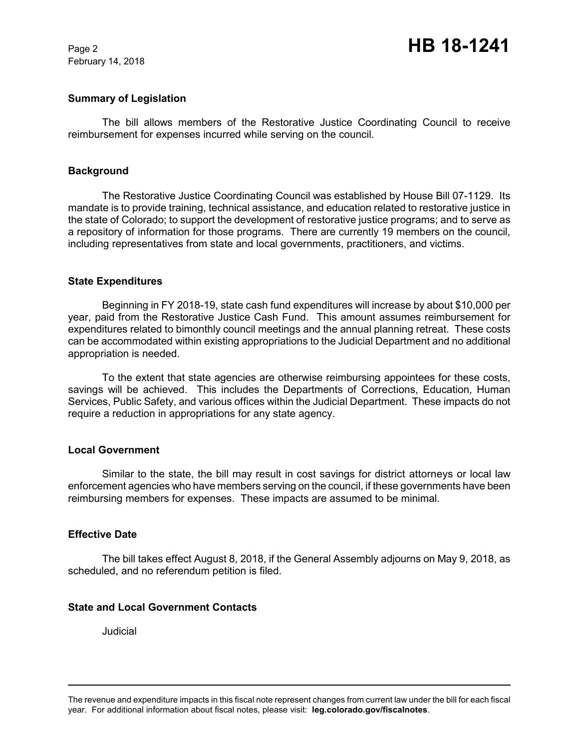## Summary of Legislation

The bill allows members of the Restorative Justice Coordinating Council to receive reimbursement for expenses incurred while serving on the council.

## Background

The Restorative Justice Coordinating Council was established by House Bill 07-1129. Its mandate is to provide training, technical assistance, and education related to restorative justice in the state of Colorado; to support the development of restorative justice programs; and to serve as a repository of information for those programs. There are currently 19 members on the council, including representatives from state and local governments, practitioners, and victims.

## State Expenditures

Beginning in FY 2018-19, state cash fund expenditures will increase by about $10,000 per year, paid from the Restorative Justice Cash Fund. This amount assumes reimbursement for expenditures related to bimonthly council meetings and the annual planning retreat. These costs can be accommodated within existing appropriations to the Judicial Department and no additional appropriation is needed.

To the extent that state agencies are otherwise reimbursing appointees for these costs, savings will be achieved. This includes the Departments of Corrections, Education, Human Services, Public Safety, and various offices within the Judicial Department. These impacts do not require a reduction in appropriations for any state agency.

## Local Government

Similar to the state, the bill may result in cost savings for district attorneys or local law enforcement agencies who have members serving on the council, if these governments have been reimbursing members for expenses. These impacts are assumed to be minimal.

## Effective Date

The bill takes effect August 8, 2018, if the General Assembly adjourns on May 9, 2018, as scheduled, and no referendum petition is filed.

## State and Local Government Contacts

Judicial

The revenue and expenditure impacts in this fiscal note represent changes from current law under the bill for each fiscal year. For additional information about fiscal notes, please visit: **leg.colorado.gov/fiscalnotes**.